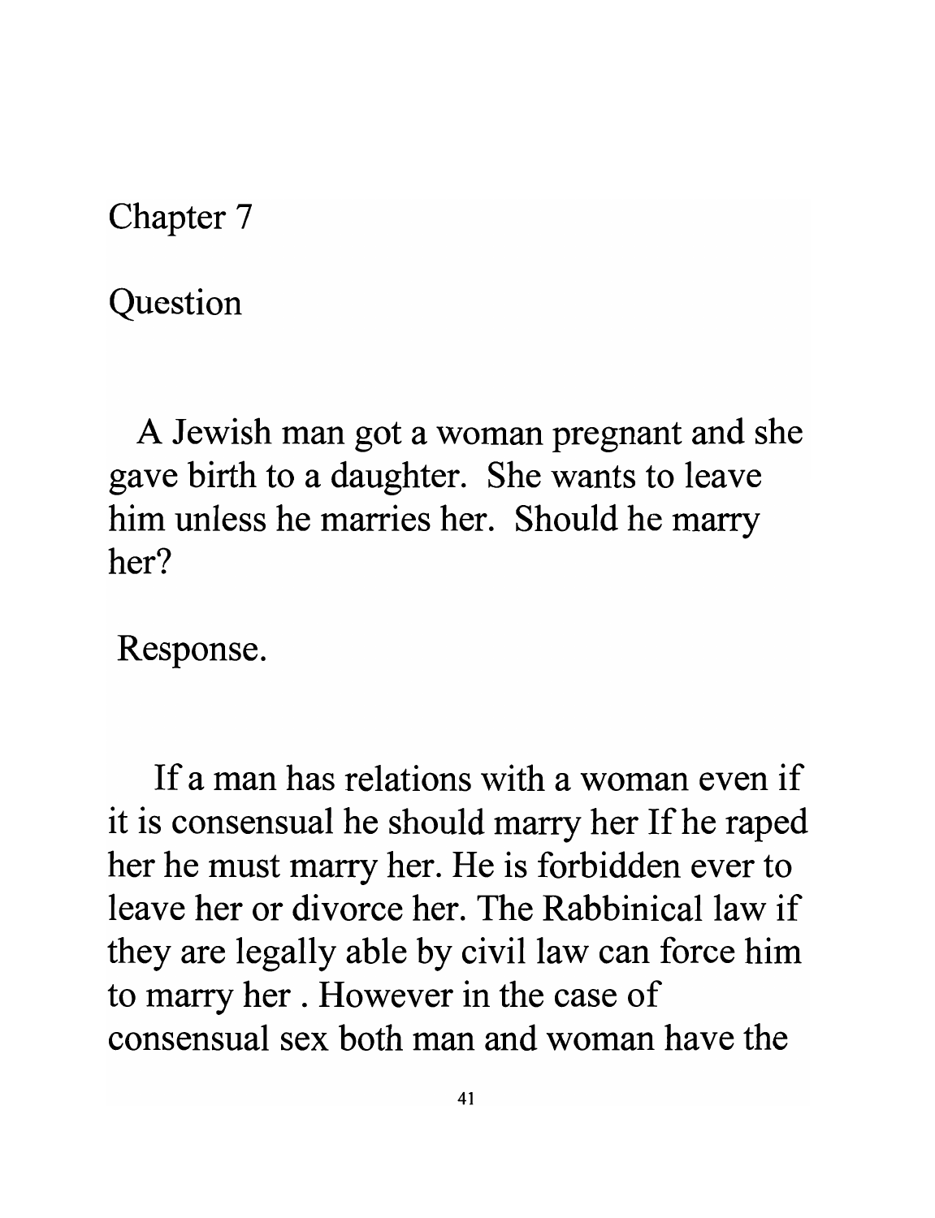# Chapter 7

## Question

A Jewish man got a woman pregnant and she gave birth to a daughter. She wants to leave him unless he marries her. Should he marry her?

## Response.

If a man has relations with a woman even if it is consensual he should marry her If he raped her he must marry her. He is forbidden ever to leave her or divorce her. The Rabbinical law if they are legally able by civil law can force him to marry her . However in the case of consensual sex both man and woman have the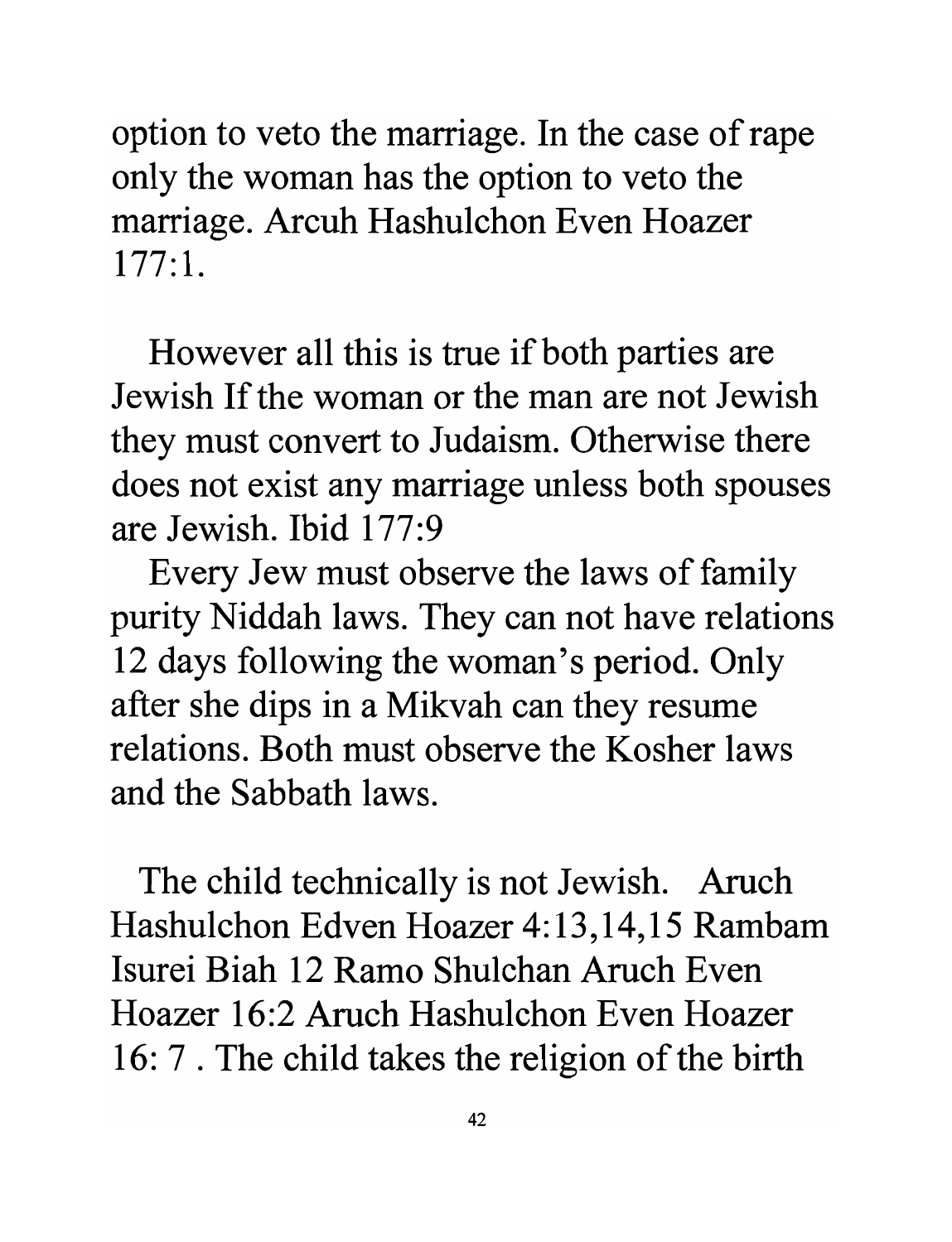option to veto the marriage. In the case of rape only the woman has the option to veto the marriage. Arcuh Hashulchon Even Hoazer 177:1.

However all this is true if both parties are Jewish If the woman or the man are not Jewish they must convert to Judaism. Otherwise there does not exist any marriage unless both spouses are Jewish. Ibid 177:9

Every Jew must observe the laws of family purity Niddah laws. They can not have relations 12 days following the woman's period. Only after she dips in a Mikvah can they resume relations. Both must observe the Kosher laws and the Sabbath laws.

The child technically is not Jewish. Aruch Hashulchon Edven Hoazer 4:13,14,15 Rambam Isurei Biah 12 Ramo Shulchan Aruch Even Hoazer 16:2 Aruch Hashulchon Even Hoazer 16: 7 . The child takes the religion of the birth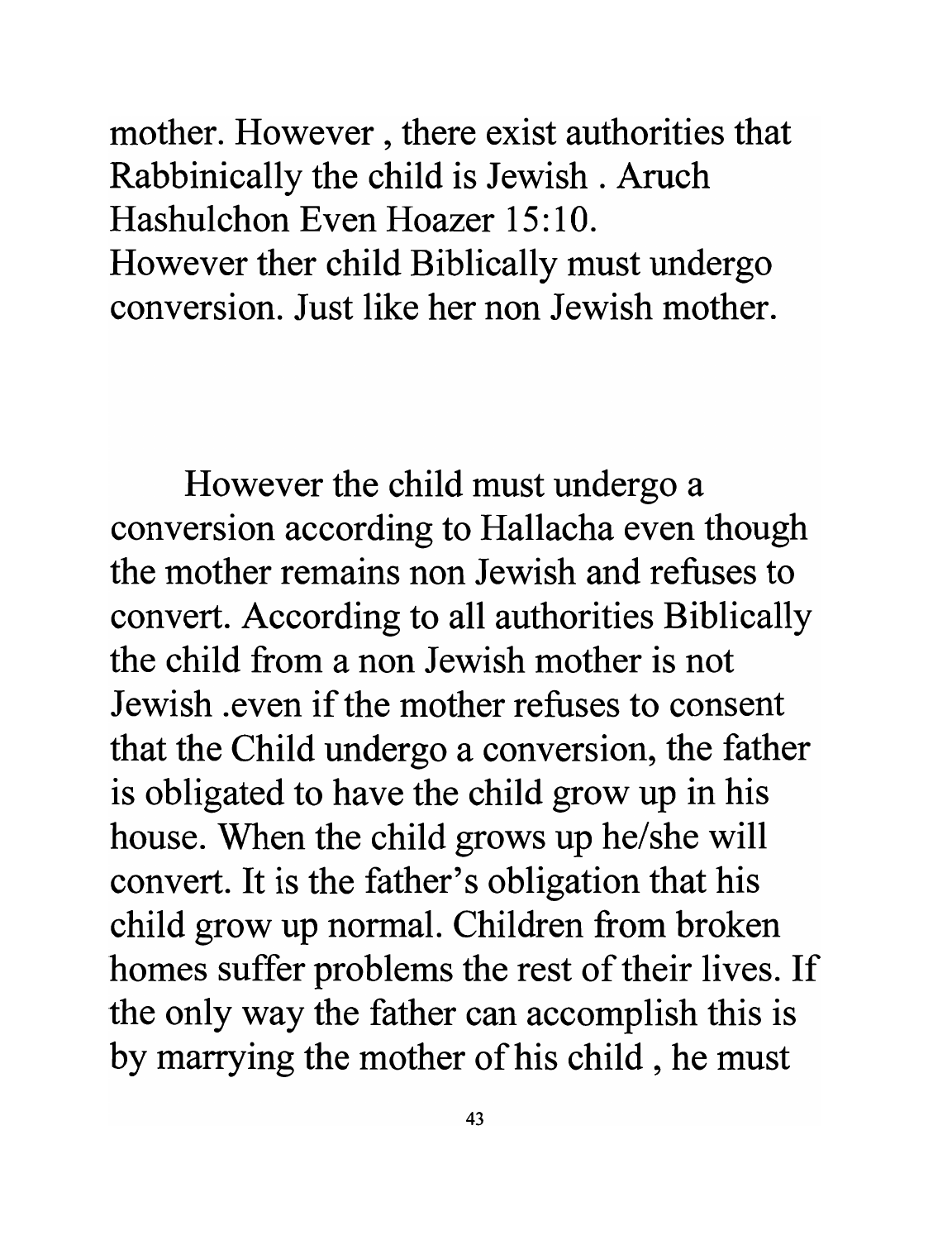mother. However , there exist authorities that Rabbinically the child is Jewish . Aruch Hashulchon Even Hoazer 15:10.
However ther child Biblically must undergo conversion. Just like her non Jewish mother.

However the child must undergo a conversion according to Hallacha even though the mother remains non Jewish and refuses to convert. According to all authorities Biblically the child from a non Jewish mother is not Jewish .even if the mother refuses to consent that the Child undergo a conversion, the father is obligated to have the child grow up in his house. When the child grows up he/she will convert. It is the father's obligation that his child grow up normal. Children from broken homes suffer problems the rest of their lives. If the only way the father can accomplish this is by marrying the mother of his child , he must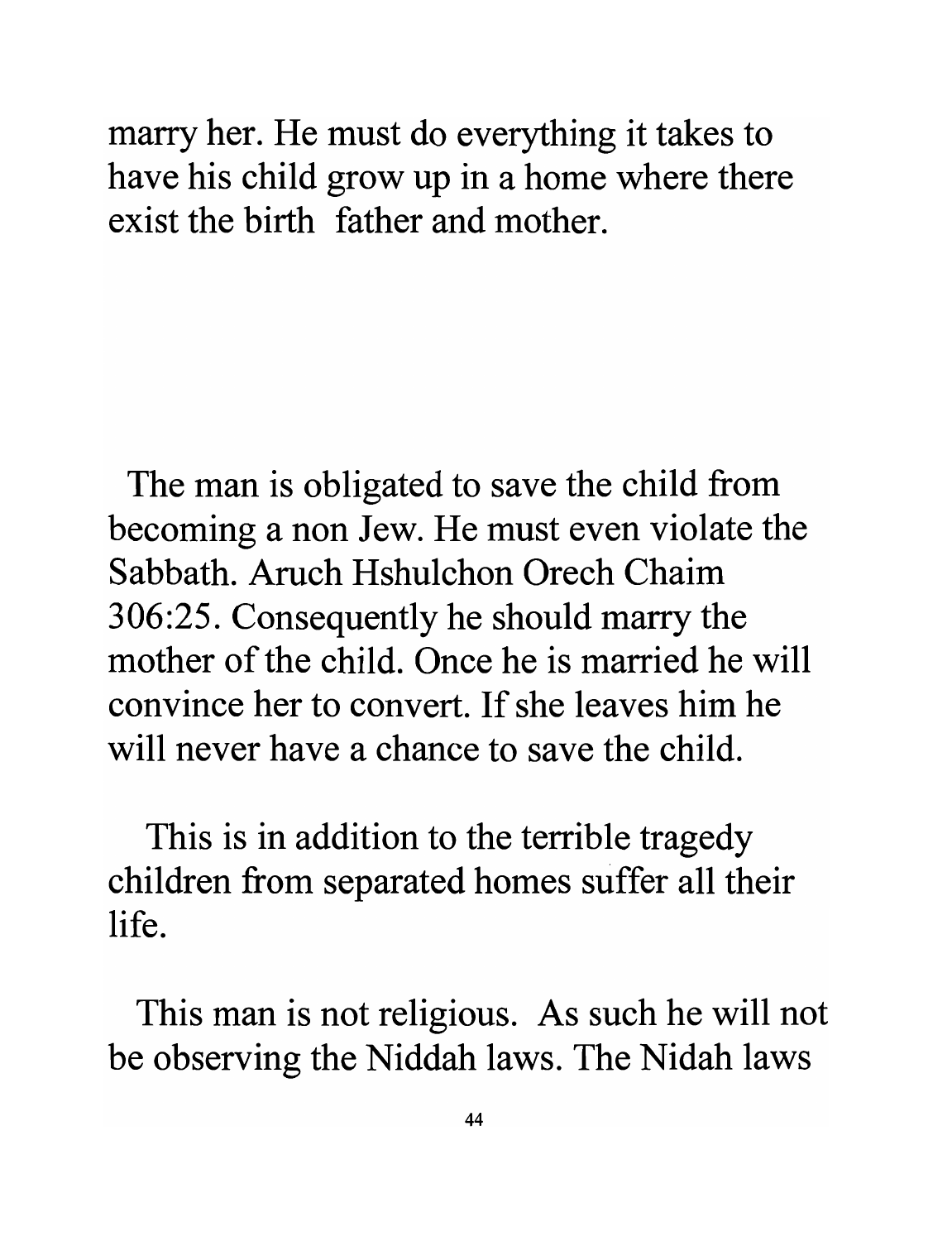marry her. He must do everything it takes to have his child grow up in a home where there exist the birth father and mother.

The man is obligated to save the child from becoming a non Jew. He must even violate the Sabbath. Aruch Hshulchon Orech Chaim 306:25. Consequently he should marry the mother of the child. Once he is married he will convince her to convert. If she leaves him he will never have a chance to save the child.

This is in addition to the terrible tragedy children from separated homes suffer all their life.

This man is not religious. As such he will not be observing the Niddah laws. The Nidah laws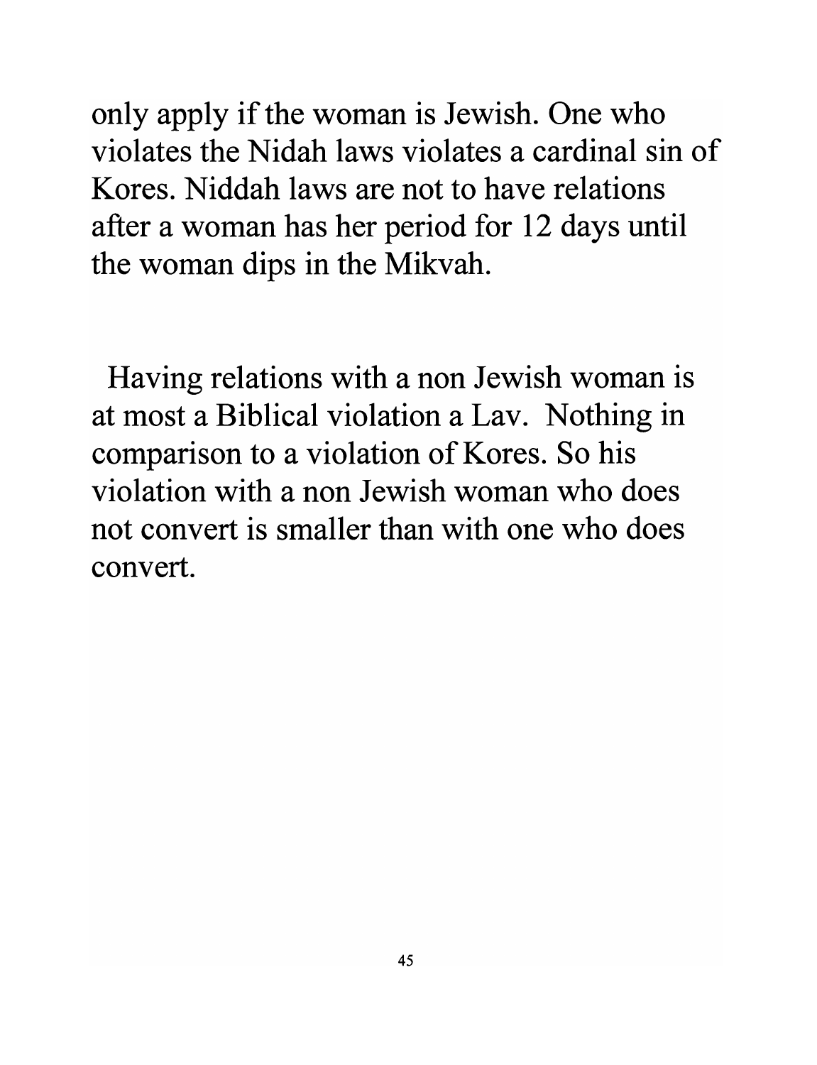only apply if the woman is Jewish. One who violates the Nidah laws violates a cardinal sin of Kores. Niddah laws are not to have relations after a woman has her period for 12 days until the woman dips in the Mikvah.

Having relations with a non Jewish woman is at most a Biblical violation a Lav. Nothing in comparison to a violation of Kores. So his violation with a non Jewish woman who does not convert is smaller than with one who does convert.